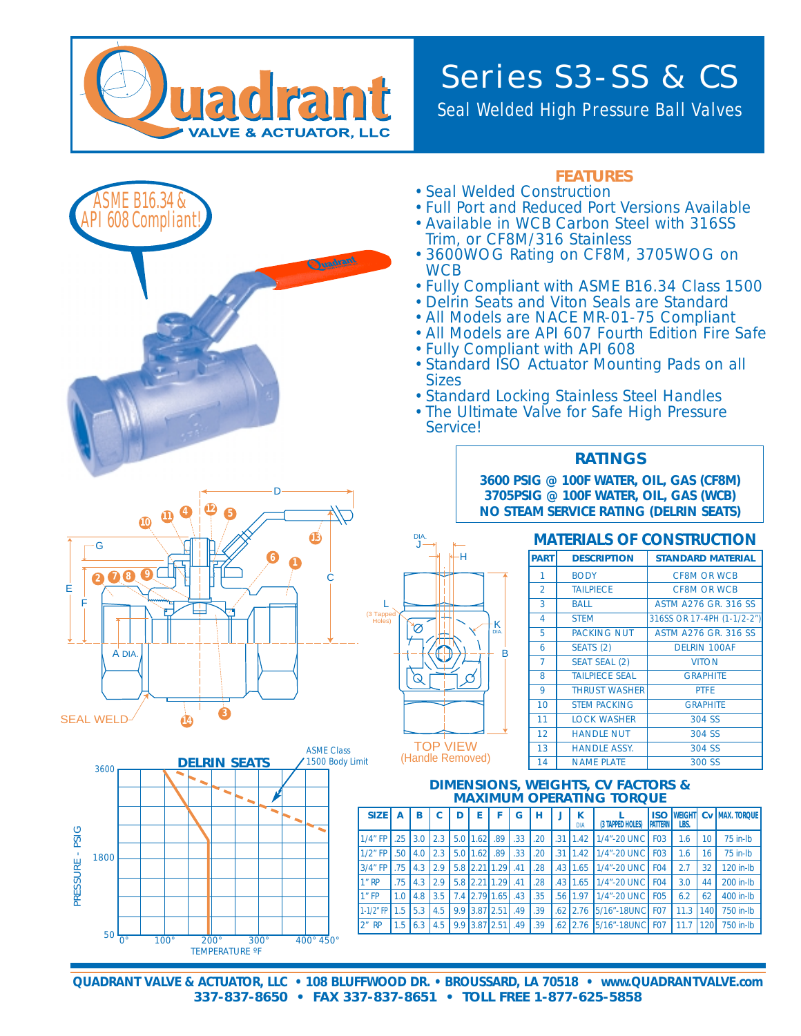# Quadrant VALVE & ACTUATOR, LLC

# Series S3-SS & CS

## Seal Welded High Pressure Ball Valves

ASME B16.34 & API 608 Compliant!

## FEATURES

- Seal Welded Construction
- Full Port and Reduced Port Versions Available
- Available in WCB Carbon Steel with 316SS Trim, or CF8M/316 Stainless
- 3600WOG Rating on CF8M, 3705WOG on WCB
- Fully Compliant with ASME B16.34 Class 1500
- Delrin Seats and Viton Seals are Standard
- All Models are NACE MR-01-75 Compliant
- All Models are API 607 Fourth Edition Fire Safe
- Fully Compliant with API 608
- Standard ISO Actuator Mounting Pads on all Sizes
- Standard Locking Stainless Steel Handles
- The Ultimate Valve for Safe High Pressure Service!

## RATINGS

**3600 PSIG @ 100F WATER, OIL, GAS (CF8M)**
**3705PSIG @ 100F WATER, OIL, GAS (WCB)**
**NO STEAM SERVICE RATING (DELRIN SEATS)**

SEAL WELD

TOP VIEW
(Handle Removed)

## MATERIALS OF CONSTRUCTION

| PART | DESCRIPTION | STANDARD MATERIAL |
|---|---|---|
| 1 | BODY | CF8M OR WCB |
| 2 | TAILPIECE | CF8M OR WCB |
| 3 | BALL | ASTM A276 GR. 316 SS |
| 4 | STEM | 316SS OR 17-4PH (1-1/2-2") |
| 5 | PACKING NUT | ASTM A276 GR. 316 SS |
| 6 | SEATS (2) | DELRIN 100AF |
| 7 | SEAT SEAL (2) | VITON |
| 8 | TAILPIECE SEAL | GRAPHITE |
| 9 | THRUST WASHER | PTFE |
| 10 | STEM PACKING | GRAPHITE |
| 11 | LOCK WASHER | 304 SS |
| 12 | HANDLE NUT | 304 SS |
| 13 | HANDLE ASSY. | 304 SS |
| 14 | NAME PLATE | 300 SS |

## DELRIN SEATS

ASME Class 1500 Body Limit

PRESSURE - PSIG: 50, 1800, 3600
TEMPERATURE ºF: 0°, 100°, 200°, 300°, 400° 450°

## DIMENSIONS, WEIGHTS, CV FACTORS & MAXIMUM OPERATING TORQUE

| SIZE | A | B | C | D | E | F | G | H | J | K DIA | L (3 TAPPED HOLES) | ISO PATTERN | WEIGHT LBS. | Cv | MAX. TORQUE |
|---|---|---|---|---|---|---|---|---|---|---|---|---|---|---|---|
| 1/4" FP | .25 | 3.0 | 2.3 | 5.0 | 1.62 | .89 | .33 | .20 | .31 | 1.42 | 1/4"-20 UNC | F03 | 1.6 | 10 | 75 in-lb |
| 1/2" FP | .50 | 4.0 | 2.3 | 5.0 | 1.62 | .89 | .33 | .20 | .31 | 1.42 | 1/4"-20 UNC | F03 | 1.6 | 16 | 75 in-lb |
| 3/4" FP | .75 | 4.3 | 2.9 | 5.8 | 2.21 | 1.29 | .41 | .28 | .43 | 1.65 | 1/4"-20 UNC | F04 | 2.7 | 32 | 120 in-lb |
| 1" RP | .75 | 4.3 | 2.9 | 5.8 | 2.21 | 1.29 | .41 | .28 | .43 | 1.65 | 1/4"-20 UNC | F04 | 3.0 | 44 | 200 in-lb |
| 1" FP | 1.0 | 4.8 | 3.5 | 7.4 | 2.79 | 1.65 | .43 | .35 | .56 | 1.97 | 1/4"-20 UNC | F05 | 6.2 | 62 | 400 in-lb |
| 1-1/2" FP | 1.5 | 5.3 | 4.5 | 9.9 | 3.87 | 2.51 | .49 | .39 | .62 | 2.76 | 5/16"-18UNC | F07 | 11.3 | 140 | 750 in-lb |
| 2" RP | 1.5 | 6.3 | 4.5 | 9.9 | 3.87 | 2.51 | .49 | .39 | .62 | 2.76 | 5/16"-18UNC | F07 | 11.7 | 120 | 750 in-lb |

**QUADRANT VALVE & ACTUATOR, LLC • 108 BLUFFWOOD DR. • BROUSSARD, LA 70518 • www.QUADRANTVALVE.com**
**337-837-8650 • FAX 337-837-8651 • TOLL FREE 1-877-625-5858**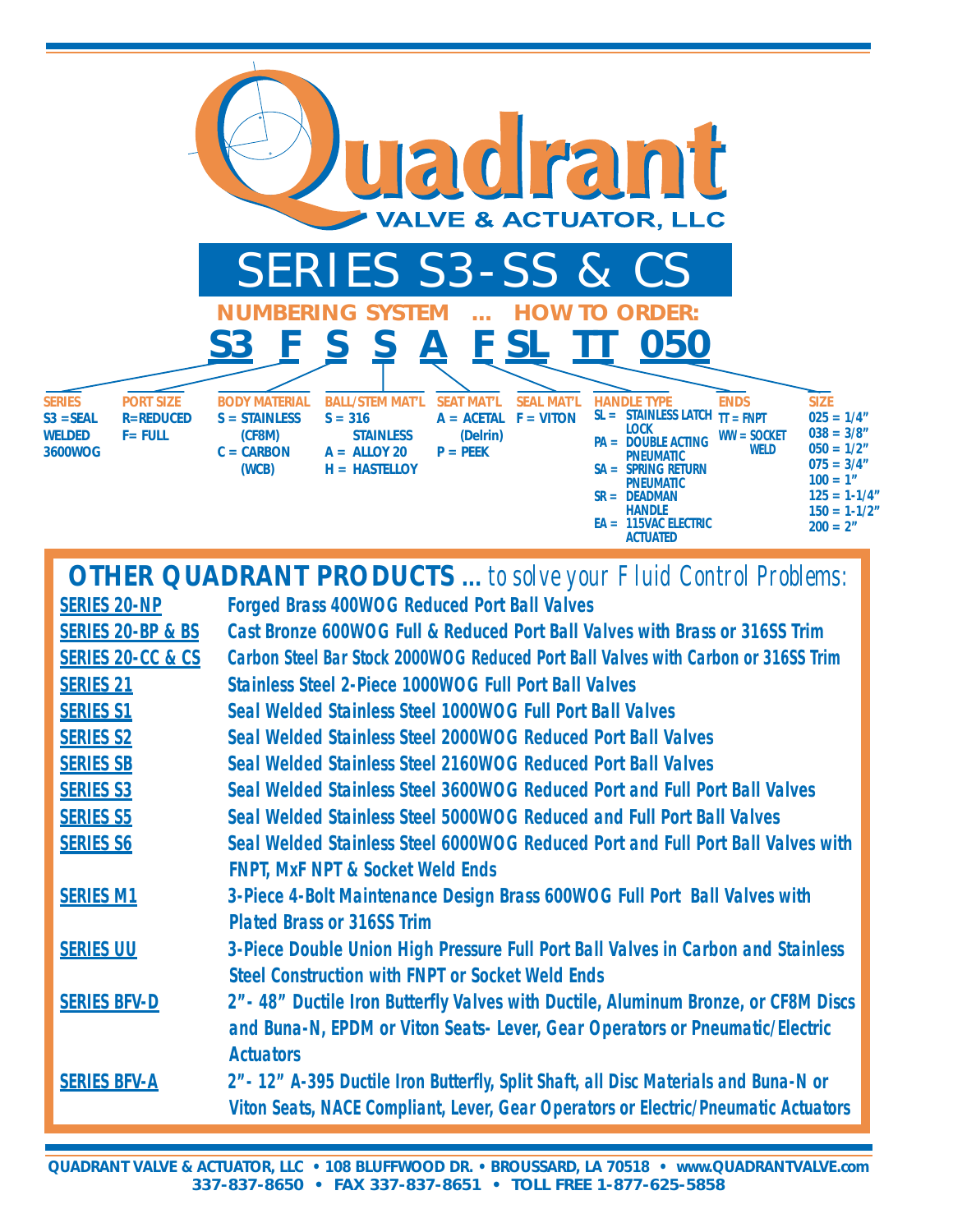# Quadrant

VALVE & ACTUATOR, LLC

## SERIES S3-SS & CS

### NUMBERING SYSTEM ... HOW TO ORDER:

**S3 F S S A F SL TT 050**

| SERIES | PORT SIZE | BODY MATERIAL | BALL/STEM MAT'L | SEAT MAT'L | SEAL MAT'L | HANDLE TYPE | ENDS | SIZE |
|---|---|---|---|---|---|---|---|---|
| S3 = SEAL WELDED 3600WOG | R=REDUCED | S = STAINLESS (CF8M) | S = 316 STAINLESS | A = ACETAL (Delrin) | F = VITON | SL = STAINLESS LATCH LOCK | TT = FNPT | 025 = 1/4" |
| | F= FULL | C = CARBON (WCB) | A = ALLOY 20 | P = PEEK | | PA = DOUBLE ACTING PNEUMATIC | WW = SOCKET WELD | 038 = 3/8" |
| | | | H = HASTELLOY | | | SA = SPRING RETURN PNEUMATIC | | 050 = 1/2" |
| | | | | | | SR = DEADMAN HANDLE | | 075 = 3/4" |
| | | | | | | EA = 115VAC ELECTRIC ACTUATED | | 100 = 1" |
| | | | | | | | | 125 = 1-1/4" |
| | | | | | | | | 150 = 1-1/2" |
| | | | | | | | | 200 = 2" |

## OTHER QUADRANT PRODUCTS ... *to solve your Fluid Control Problems:*

| | |
|---|---|
| SERIES 20-NP | Forged Brass 400WOG Reduced Port Ball Valves |
| SERIES 20-BP & BS | Cast Bronze 600WOG Full & Reduced Port Ball Valves with Brass or 316SS Trim |
| SERIES 20-CC & CS | Carbon Steel Bar Stock 2000WOG Reduced Port Ball Valves with Carbon or 316SS Trim |
| SERIES 21 | Stainless Steel 2-Piece 1000WOG Full Port Ball Valves |
| SERIES S1 | Seal Welded Stainless Steel 1000WOG Full Port Ball Valves |
| SERIES S2 | Seal Welded Stainless Steel 2000WOG Reduced Port Ball Valves |
| SERIES SB | Seal Welded Stainless Steel 2160WOG Reduced Port Ball Valves |
| SERIES S3 | Seal Welded Stainless Steel 3600WOG Reduced Port and Full Port Ball Valves |
| SERIES S5 | Seal Welded Stainless Steel 5000WOG Reduced and Full Port Ball Valves |
| SERIES S6 | Seal Welded Stainless Steel 6000WOG Reduced Port and Full Port Ball Valves with FNPT, MxF NPT & Socket Weld Ends |
| SERIES M1 | 3-Piece 4-Bolt Maintenance Design Brass 600WOG Full Port Ball Valves with Plated Brass or 316SS Trim |
| SERIES UU | 3-Piece Double Union High Pressure Full Port Ball Valves in Carbon and Stainless Steel Construction with FNPT or Socket Weld Ends |
| SERIES BFV-D | 2"- 48" Ductile Iron Butterfly Valves with Ductile, Aluminum Bronze, or CF8M Discs and Buna-N, EPDM or Viton Seats- Lever, Gear Operators or Pneumatic/Electric Actuators |
| SERIES BFV-A | 2"- 12" A-395 Ductile Iron Butterfly, Split Shaft, all Disc Materials and Buna-N or Viton Seats, NACE Compliant, Lever, Gear Operators or Electric/Pneumatic Actuators |

QUADRANT VALVE & ACTUATOR, LLC • 108 BLUFFWOOD DR. • BROUSSARD, LA 70518 • www.QUADRANTVALVE.com
337-837-8650 • FAX 337-837-8651 • TOLL FREE 1-877-625-5858